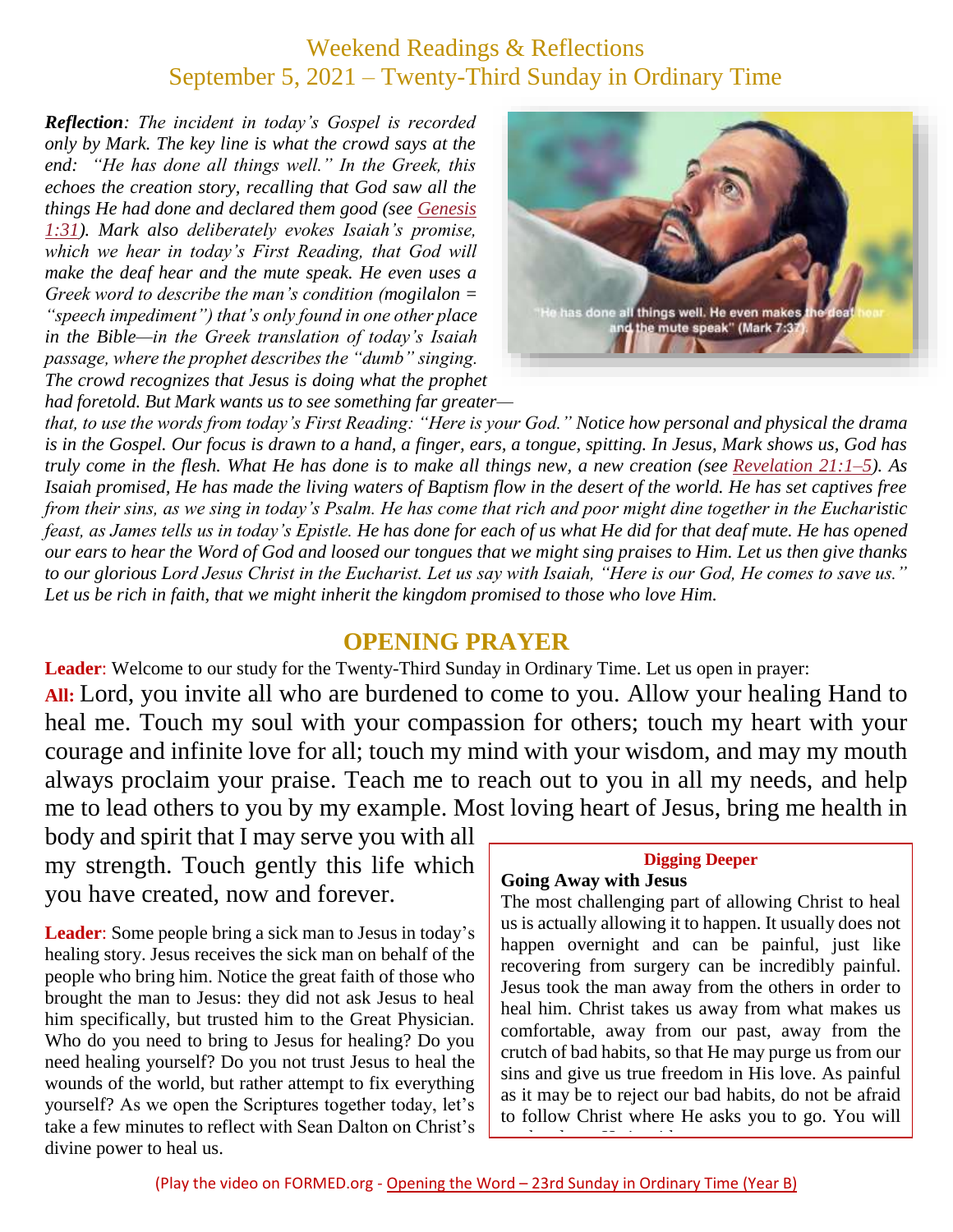# Weekend Readings & Reflections
## September 5, 2021 – Twenty-Third Sunday in Ordinary Time

***Reflection**: The incident in today's Gospel is recorded only by Mark. The key line is what the crowd says at the end: "He has done all things well." In the Greek, this echoes the creation story, recalling that God saw all the things He had done and declared them good (see Genesis 1:31). Mark also deliberately evokes Isaiah's promise, which we hear in today's First Reading, that God will make the deaf hear and the mute speak. He even uses a Greek word to describe the man's condition (mogilalon = "speech impediment") that's only found in one other place in the Bible—in the Greek translation of today's Isaiah passage, where the prophet describes the "dumb" singing. The crowd recognizes that Jesus is doing what the prophet had foretold. But Mark wants us to see something far greater—that, to use the words from today's First Reading: "Here is your God." Notice how personal and physical the drama is in the Gospel. Our focus is drawn to a hand, a finger, ears, a tongue, spitting. In Jesus, Mark shows us, God has truly come in the flesh. What He has done is to make all things new, a new creation (see Revelation 21:1–5). As Isaiah promised, He has made the living waters of Baptism flow in the desert of the world. He has set captives free from their sins, as we sing in today's Psalm. He has come that rich and poor might dine together in the Eucharistic feast, as James tells us in today's Epistle. He has done for each of us what He did for that deaf mute. He has opened our ears to hear the Word of God and loosed our tongues that we might sing praises to Him. Let us then give thanks to our glorious Lord Jesus Christ in the Eucharist. Let us say with Isaiah, "Here is our God, He comes to save us." Let us be rich in faith, that we might inherit the kingdom promised to those who love Him.*

"He has done all things well. He even makes the deaf hear and the mute speak" (Mark 7:37).

## OPENING PRAYER

**Leader**: Welcome to our study for the Twenty-Third Sunday in Ordinary Time. Let us open in prayer:

**All:** Lord, you invite all who are burdened to come to you. Allow your healing Hand to heal me. Touch my soul with your compassion for others; touch my heart with your courage and infinite love for all; touch my mind with your wisdom, and may my mouth always proclaim your praise. Teach me to reach out to you in all my needs, and help me to lead others to you by my example. Most loving heart of Jesus, bring me health in body and spirit that I may serve you with all my strength. Touch gently this life which you have created, now and forever.

**Leader**: Some people bring a sick man to Jesus in today's healing story. Jesus receives the sick man on behalf of the people who bring him. Notice the great faith of those who brought the man to Jesus: they did not ask Jesus to heal him specifically, but trusted him to the Great Physician. Who do you need to bring to Jesus for healing? Do you need healing yourself? Do you not trust Jesus to heal the wounds of the world, but rather attempt to fix everything yourself? As we open the Scriptures together today, let's take a few minutes to reflect with Sean Dalton on Christ's divine power to heal us.

**Digging Deeper**

**Going Away with Jesus**

The most challenging part of allowing Christ to heal us is actually allowing it to happen. It usually does not happen overnight and can be painful, just like recovering from surgery can be incredibly painful. Jesus took the man away from the others in order to heal him. Christ takes us away from what makes us comfortable, away from our past, away from the crutch of bad habits, so that He may purge us from our sins and give us true freedom in His love. As painful as it may be to reject our bad habits, do not be afraid to follow Christ where He asks you to go. You will

(Play the video on FORMED.org - Opening the Word – 23rd Sunday in Ordinary Time (Year B))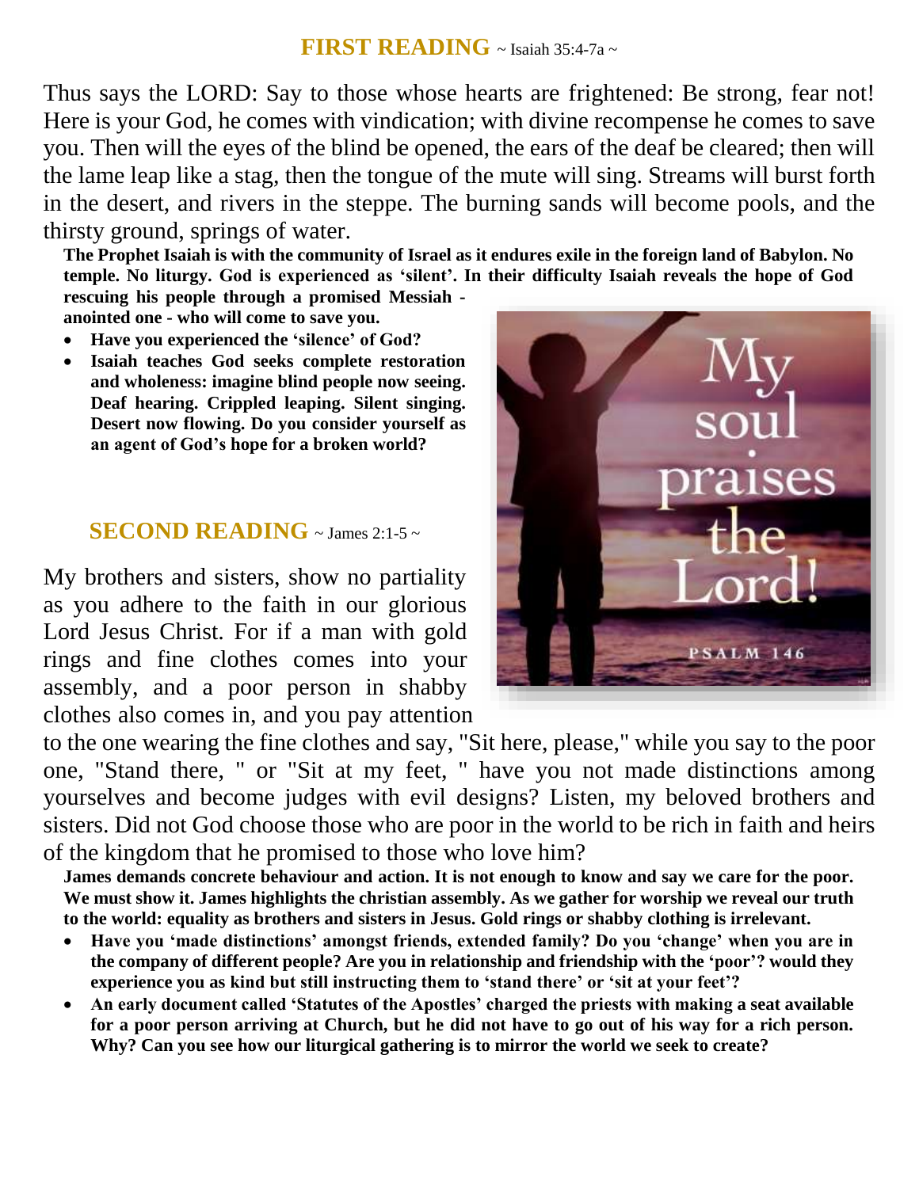## FIRST READING ~ Isaiah 35:4-7a ~

Thus says the LORD: Say to those whose hearts are frightened: Be strong, fear not! Here is your God, he comes with vindication; with divine recompense he comes to save you. Then will the eyes of the blind be opened, the ears of the deaf be cleared; then will the lame leap like a stag, then the tongue of the mute will sing. Streams will burst forth in the desert, and rivers in the steppe. The burning sands will become pools, and the thirsty ground, springs of water.

**The Prophet Isaiah is with the community of Israel as it endures exile in the foreign land of Babylon. No temple. No liturgy. God is experienced as 'silent'. In their difficulty Isaiah reveals the hope of God rescuing his people through a promised Messiah - anointed one - who will come to save you.**

- **Have you experienced the 'silence' of God?**
- **Isaiah teaches God seeks complete restoration and wholeness: imagine blind people now seeing. Deaf hearing. Crippled leaping. Silent singing. Desert now flowing. Do you consider yourself as an agent of God's hope for a broken world?**

My soul praises the Lord!

PSALM 146

## SECOND READING ~ James 2:1-5 ~

My brothers and sisters, show no partiality as you adhere to the faith in our glorious Lord Jesus Christ. For if a man with gold rings and fine clothes comes into your assembly, and a poor person in shabby clothes also comes in, and you pay attention to the one wearing the fine clothes and say, "Sit here, please," while you say to the poor one, "Stand there, " or "Sit at my feet, " have you not made distinctions among yourselves and become judges with evil designs? Listen, my beloved brothers and sisters. Did not God choose those who are poor in the world to be rich in faith and heirs of the kingdom that he promised to those who love him?

**James demands concrete behaviour and action. It is not enough to know and say we care for the poor. We must show it. James highlights the christian assembly. As we gather for worship we reveal our truth to the world: equality as brothers and sisters in Jesus. Gold rings or shabby clothing is irrelevant.**

- **Have you 'made distinctions' amongst friends, extended family? Do you 'change' when you are in the company of different people? Are you in relationship and friendship with the 'poor'? would they experience you as kind but still instructing them to 'stand there' or 'sit at your feet'?**
- **An early document called 'Statutes of the Apostles' charged the priests with making a seat available for a poor person arriving at Church, but he did not have to go out of his way for a rich person. Why? Can you see how our liturgical gathering is to mirror the world we seek to create?**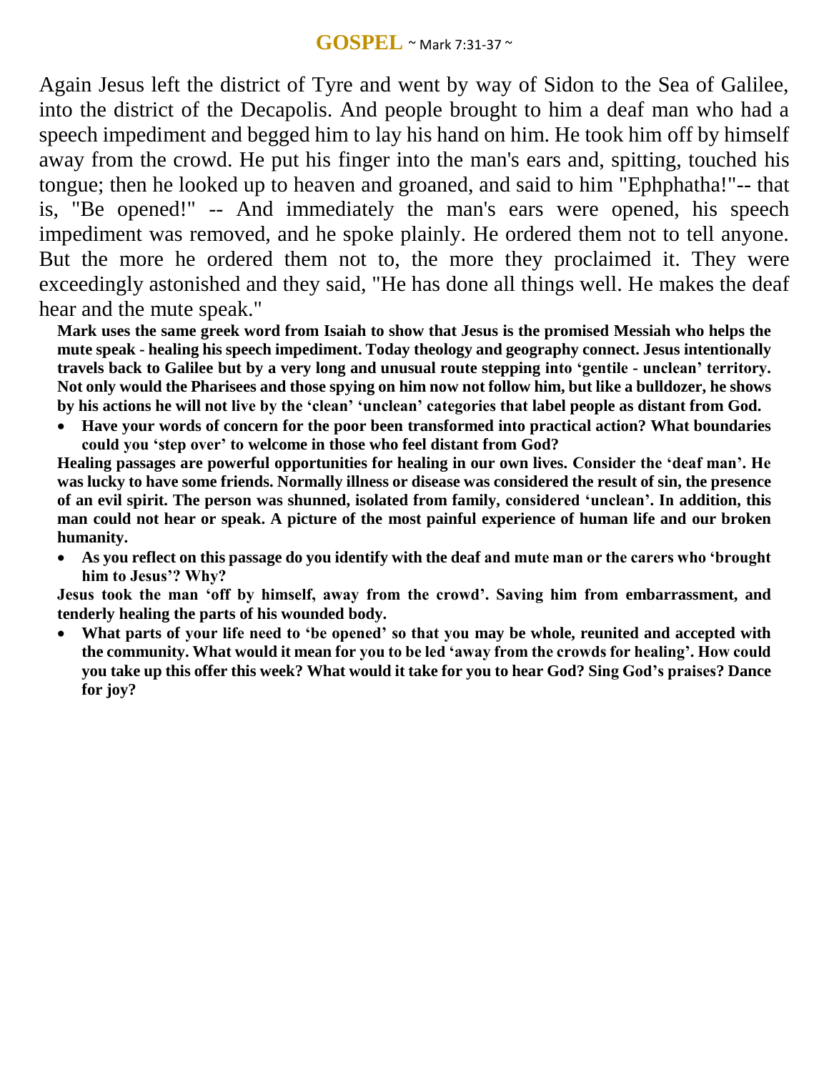## **GOSPEL** ~ Mark 7:31-37 ~

Again Jesus left the district of Tyre and went by way of Sidon to the Sea of Galilee, into the district of the Decapolis. And people brought to him a deaf man who had a speech impediment and begged him to lay his hand on him. He took him off by himself away from the crowd. He put his finger into the man's ears and, spitting, touched his tongue; then he looked up to heaven and groaned, and said to him "Ephphatha!"-- that is, "Be opened!" -- And immediately the man's ears were opened, his speech impediment was removed, and he spoke plainly. He ordered them not to tell anyone. But the more he ordered them not to, the more they proclaimed it. They were exceedingly astonished and they said, "He has done all things well. He makes the deaf hear and the mute speak."

**Mark uses the same greek word from Isaiah to show that Jesus is the promised Messiah who helps the mute speak - healing his speech impediment. Today theology and geography connect. Jesus intentionally travels back to Galilee but by a very long and unusual route stepping into 'gentile - unclean' territory. Not only would the Pharisees and those spying on him now not follow him, but like a bulldozer, he shows by his actions he will not live by the 'clean' 'unclean' categories that label people as distant from God.**

- **Have your words of concern for the poor been transformed into practical action? What boundaries could you 'step over' to welcome in those who feel distant from God?**

**Healing passages are powerful opportunities for healing in our own lives. Consider the 'deaf man'. He was lucky to have some friends. Normally illness or disease was considered the result of sin, the presence of an evil spirit. The person was shunned, isolated from family, considered 'unclean'. In addition, this man could not hear or speak. A picture of the most painful experience of human life and our broken humanity.**

- **As you reflect on this passage do you identify with the deaf and mute man or the carers who 'brought him to Jesus'? Why?**

**Jesus took the man 'off by himself, away from the crowd'. Saving him from embarrassment, and tenderly healing the parts of his wounded body.**

- **What parts of your life need to 'be opened' so that you may be whole, reunited and accepted with the community. What would it mean for you to be led 'away from the crowds for healing'. How could you take up this offer this week? What would it take for you to hear God? Sing God's praises? Dance for joy?**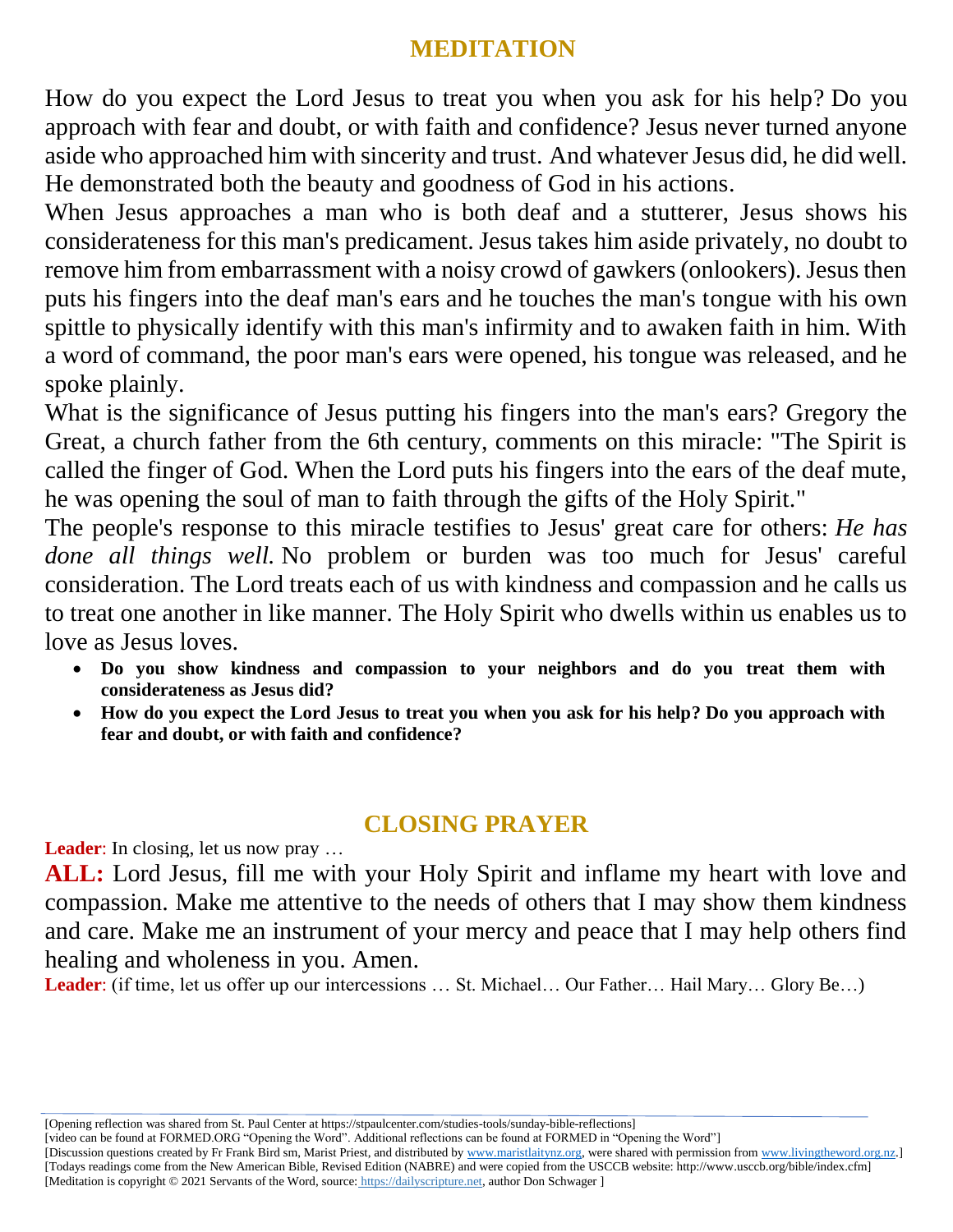## MEDITATION

How do you expect the Lord Jesus to treat you when you ask for his help? Do you approach with fear and doubt, or with faith and confidence? Jesus never turned anyone aside who approached him with sincerity and trust. And whatever Jesus did, he did well. He demonstrated both the beauty and goodness of God in his actions.

When Jesus approaches a man who is both deaf and a stutterer, Jesus shows his considerateness for this man's predicament. Jesus takes him aside privately, no doubt to remove him from embarrassment with a noisy crowd of gawkers (onlookers). Jesus then puts his fingers into the deaf man's ears and he touches the man's tongue with his own spittle to physically identify with this man's infirmity and to awaken faith in him. With a word of command, the poor man's ears were opened, his tongue was released, and he spoke plainly.

What is the significance of Jesus putting his fingers into the man's ears? Gregory the Great, a church father from the 6th century, comments on this miracle: "The Spirit is called the finger of God. When the Lord puts his fingers into the ears of the deaf mute, he was opening the soul of man to faith through the gifts of the Holy Spirit."

The people's response to this miracle testifies to Jesus' great care for others: *He has done all things well.* No problem or burden was too much for Jesus' careful consideration. The Lord treats each of us with kindness and compassion and he calls us to treat one another in like manner. The Holy Spirit who dwells within us enables us to love as Jesus loves.

- **Do you show kindness and compassion to your neighbors and do you treat them with considerateness as Jesus did?**
- **How do you expect the Lord Jesus to treat you when you ask for his help? Do you approach with fear and doubt, or with faith and confidence?**

## CLOSING PRAYER

**Leader**: In closing, let us now pray …

**ALL:** Lord Jesus, fill me with your Holy Spirit and inflame my heart with love and compassion. Make me attentive to the needs of others that I may show them kindness and care. Make me an instrument of your mercy and peace that I may help others find healing and wholeness in you. Amen.

**Leader**: (if time, let us offer up our intercessions … St. Michael… Our Father… Hail Mary… Glory Be…)

[Opening reflection was shared from St. Paul Center at https://stpaulcenter.com/studies-tools/sunday-bible-reflections]
[video can be found at FORMED.ORG "Opening the Word". Additional reflections can be found at FORMED in "Opening the Word"]
[Discussion questions created by Fr Frank Bird sm, Marist Priest, and distributed by www.maristlaitynz.org, were shared with permission from www.livingtheword.org.nz.]
[Todays readings come from the New American Bible, Revised Edition (NABRE) and were copied from the USCCB website: http://www.usccb.org/bible/index.cfm]
[Meditation is copyright © 2021 Servants of the Word, source: https://dailyscripture.net, author Don Schwager ]